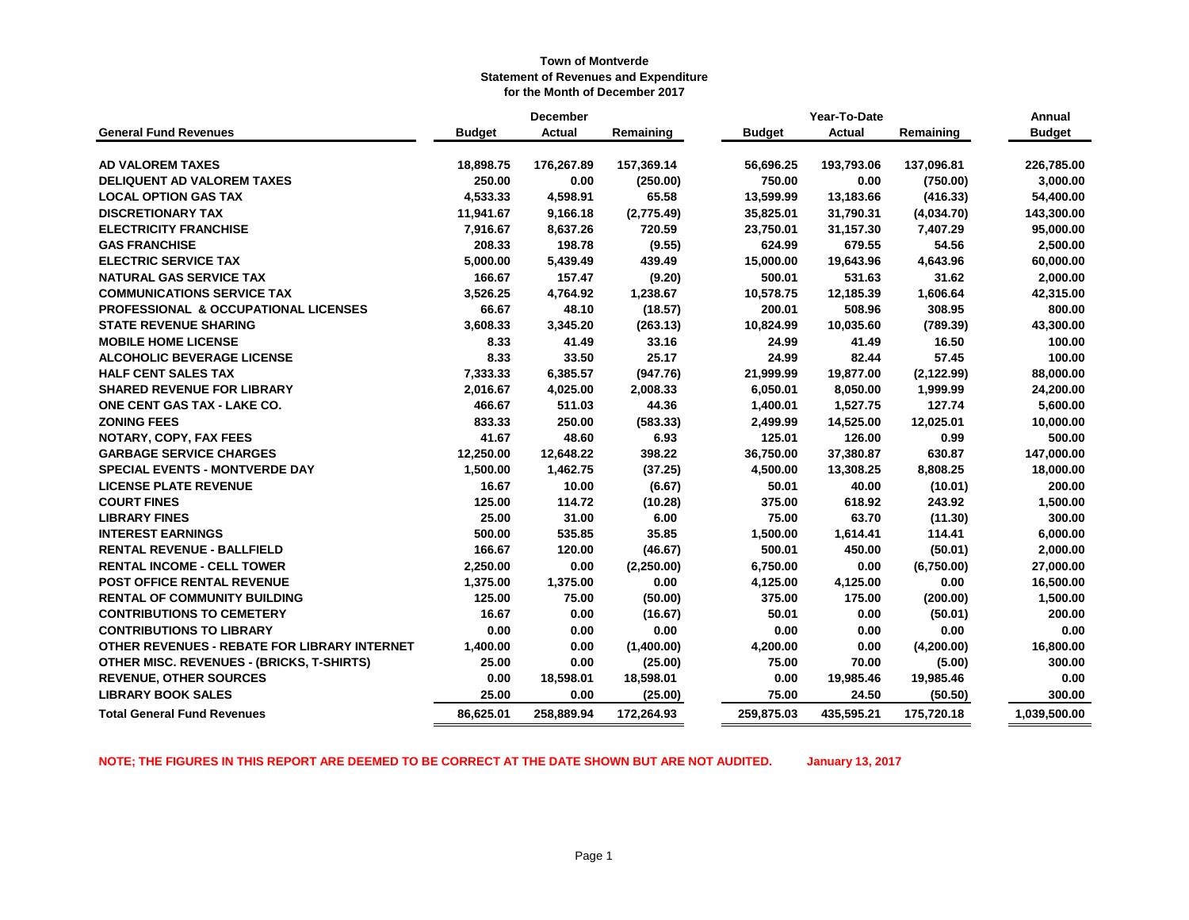**Town of Montverde**
**Statement of Revenues and Expenditure**
**for the Month of December 2017**

| General Fund Revenues | December Budget | December Actual | December Remaining | Year-To-Date Budget | Year-To-Date Actual | Year-To-Date Remaining | Annual Budget |
|---|---|---|---|---|---|---|---|
| AD VALOREM TAXES | 18,898.75 | 176,267.89 | 157,369.14 | 56,696.25 | 193,793.06 | 137,096.81 | 226,785.00 |
| DELIQUENT AD VALOREM TAXES | 250.00 | 0.00 | (250.00) | 750.00 | 0.00 | (750.00) | 3,000.00 |
| LOCAL OPTION GAS TAX | 4,533.33 | 4,598.91 | 65.58 | 13,599.99 | 13,183.66 | (416.33) | 54,400.00 |
| DISCRETIONARY TAX | 11,941.67 | 9,166.18 | (2,775.49) | 35,825.01 | 31,790.31 | (4,034.70) | 143,300.00 |
| ELECTRICITY FRANCHISE | 7,916.67 | 8,637.26 | 720.59 | 23,750.01 | 31,157.30 | 7,407.29 | 95,000.00 |
| GAS FRANCHISE | 208.33 | 198.78 | (9.55) | 624.99 | 679.55 | 54.56 | 2,500.00 |
| ELECTRIC SERVICE TAX | 5,000.00 | 5,439.49 | 439.49 | 15,000.00 | 19,643.96 | 4,643.96 | 60,000.00 |
| NATURAL GAS SERVICE TAX | 166.67 | 157.47 | (9.20) | 500.01 | 531.63 | 31.62 | 2,000.00 |
| COMMUNICATIONS SERVICE TAX | 3,526.25 | 4,764.92 | 1,238.67 | 10,578.75 | 12,185.39 | 1,606.64 | 42,315.00 |
| PROFESSIONAL & OCCUPATIONAL LICENSES | 66.67 | 48.10 | (18.57) | 200.01 | 508.96 | 308.95 | 800.00 |
| STATE REVENUE SHARING | 3,608.33 | 3,345.20 | (263.13) | 10,824.99 | 10,035.60 | (789.39) | 43,300.00 |
| MOBILE HOME LICENSE | 8.33 | 41.49 | 33.16 | 24.99 | 41.49 | 16.50 | 100.00 |
| ALCOHOLIC BEVERAGE LICENSE | 8.33 | 33.50 | 25.17 | 24.99 | 82.44 | 57.45 | 100.00 |
| HALF CENT SALES TAX | 7,333.33 | 6,385.57 | (947.76) | 21,999.99 | 19,877.00 | (2,122.99) | 88,000.00 |
| SHARED REVENUE FOR LIBRARY | 2,016.67 | 4,025.00 | 2,008.33 | 6,050.01 | 8,050.00 | 1,999.99 | 24,200.00 |
| ONE CENT GAS TAX - LAKE CO. | 466.67 | 511.03 | 44.36 | 1,400.01 | 1,527.75 | 127.74 | 5,600.00 |
| ZONING FEES | 833.33 | 250.00 | (583.33) | 2,499.99 | 14,525.00 | 12,025.01 | 10,000.00 |
| NOTARY, COPY, FAX FEES | 41.67 | 48.60 | 6.93 | 125.01 | 126.00 | 0.99 | 500.00 |
| GARBAGE SERVICE CHARGES | 12,250.00 | 12,648.22 | 398.22 | 36,750.00 | 37,380.87 | 630.87 | 147,000.00 |
| SPECIAL EVENTS - MONTVERDE DAY | 1,500.00 | 1,462.75 | (37.25) | 4,500.00 | 13,308.25 | 8,808.25 | 18,000.00 |
| LICENSE PLATE REVENUE | 16.67 | 10.00 | (6.67) | 50.01 | 40.00 | (10.01) | 200.00 |
| COURT FINES | 125.00 | 114.72 | (10.28) | 375.00 | 618.92 | 243.92 | 1,500.00 |
| LIBRARY FINES | 25.00 | 31.00 | 6.00 | 75.00 | 63.70 | (11.30) | 300.00 |
| INTEREST EARNINGS | 500.00 | 535.85 | 35.85 | 1,500.00 | 1,614.41 | 114.41 | 6,000.00 |
| RENTAL REVENUE - BALLFIELD | 166.67 | 120.00 | (46.67) | 500.01 | 450.00 | (50.01) | 2,000.00 |
| RENTAL INCOME - CELL TOWER | 2,250.00 | 0.00 | (2,250.00) | 6,750.00 | 0.00 | (6,750.00) | 27,000.00 |
| POST OFFICE RENTAL REVENUE | 1,375.00 | 1,375.00 | 0.00 | 4,125.00 | 4,125.00 | 0.00 | 16,500.00 |
| RENTAL OF COMMUNITY BUILDING | 125.00 | 75.00 | (50.00) | 375.00 | 175.00 | (200.00) | 1,500.00 |
| CONTRIBUTIONS TO CEMETERY | 16.67 | 0.00 | (16.67) | 50.01 | 0.00 | (50.01) | 200.00 |
| CONTRIBUTIONS TO LIBRARY | 0.00 | 0.00 | 0.00 | 0.00 | 0.00 | 0.00 | 0.00 |
| OTHER REVENUES - REBATE FOR LIBRARY INTERNET | 1,400.00 | 0.00 | (1,400.00) | 4,200.00 | 0.00 | (4,200.00) | 16,800.00 |
| OTHER MISC. REVENUES - (BRICKS, T-SHIRTS) | 25.00 | 0.00 | (25.00) | 75.00 | 70.00 | (5.00) | 300.00 |
| REVENUE, OTHER SOURCES | 0.00 | 18,598.01 | 18,598.01 | 0.00 | 19,985.46 | 19,985.46 | 0.00 |
| LIBRARY BOOK SALES | 25.00 | 0.00 | (25.00) | 75.00 | 24.50 | (50.50) | 300.00 |
| **Total General Fund Revenues** | **86,625.01** | **258,889.94** | **172,264.93** | **259,875.03** | **435,595.21** | **175,720.18** | **1,039,500.00** |

**NOTE; THE FIGURES IN THIS REPORT ARE DEEMED TO BE CORRECT AT THE DATE SHOWN BUT ARE NOT AUDITED.** **January 13, 2017**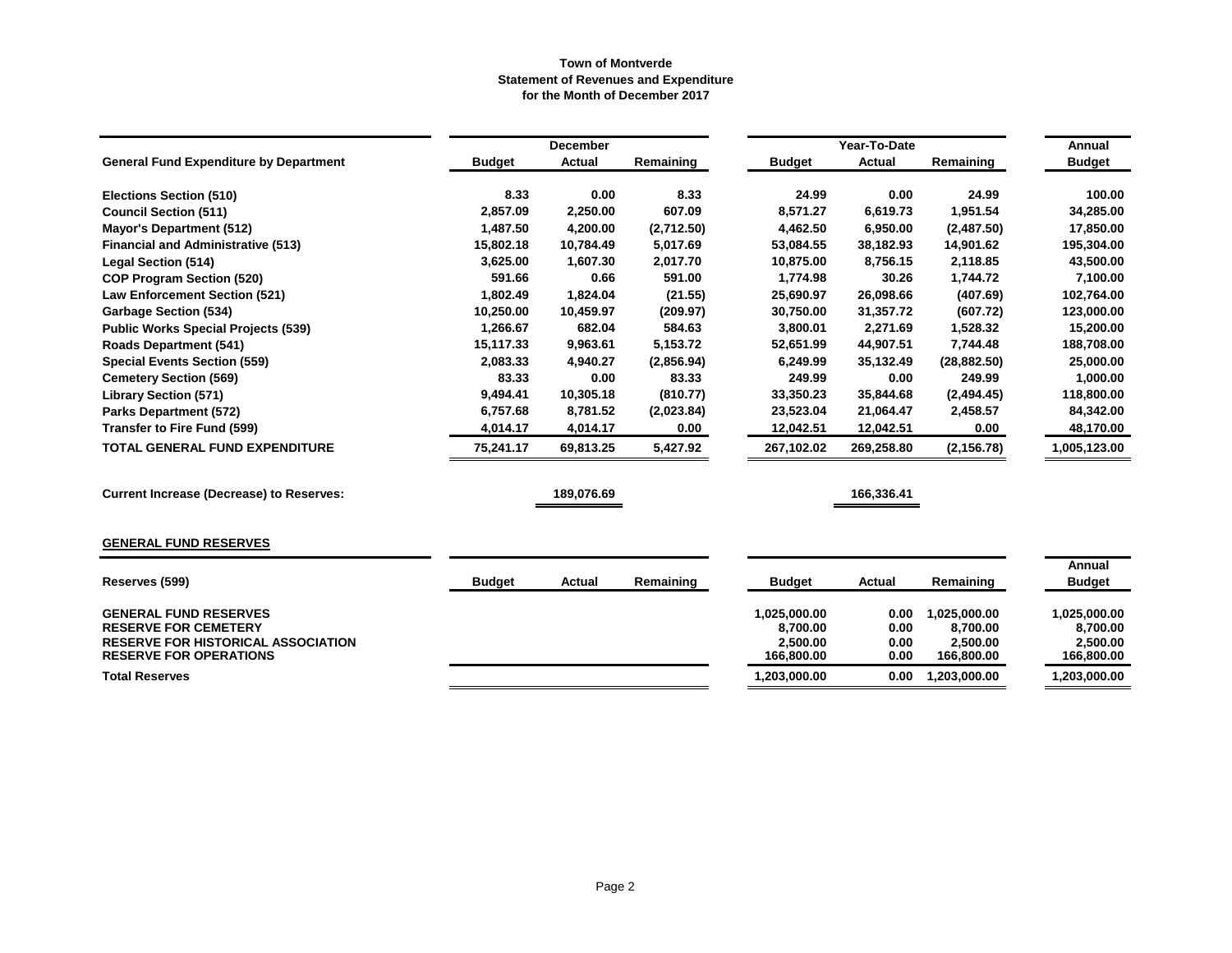# Town of Montverde
## Statement of Revenues and Expenditure
### for the Month of December 2017

| General Fund Expenditure by Department | December Budget | December Actual | December Remaining | Year-To-Date Budget | Year-To-Date Actual | Year-To-Date Remaining | Annual Budget |
|---|---|---|---|---|---|---|---|
| **Elections Section (510)** | 8.33 | 0.00 | 8.33 | 24.99 | 0.00 | 24.99 | 100.00 |
| **Council Section (511)** | 2,857.09 | 2,250.00 | 607.09 | 8,571.27 | 6,619.73 | 1,951.54 | 34,285.00 |
| **Mayor's Department (512)** | 1,487.50 | 4,200.00 | (2,712.50) | 4,462.50 | 6,950.00 | (2,487.50) | 17,850.00 |
| **Financial and Administrative (513)** | 15,802.18 | 10,784.49 | 5,017.69 | 53,084.55 | 38,182.93 | 14,901.62 | 195,304.00 |
| **Legal Section (514)** | 3,625.00 | 1,607.30 | 2,017.70 | 10,875.00 | 8,756.15 | 2,118.85 | 43,500.00 |
| **COP Program Section (520)** | 591.66 | 0.66 | 591.00 | 1,774.98 | 30.26 | 1,744.72 | 7,100.00 |
| **Law Enforcement Section (521)** | 1,802.49 | 1,824.04 | (21.55) | 25,690.97 | 26,098.66 | (407.69) | 102,764.00 |
| **Garbage Section (534)** | 10,250.00 | 10,459.97 | (209.97) | 30,750.00 | 31,357.72 | (607.72) | 123,000.00 |
| **Public Works Special Projects (539)** | 1,266.67 | 682.04 | 584.63 | 3,800.01 | 2,271.69 | 1,528.32 | 15,200.00 |
| **Roads Department (541)** | 15,117.33 | 9,963.61 | 5,153.72 | 52,651.99 | 44,907.51 | 7,744.48 | 188,708.00 |
| **Special Events Section (559)** | 2,083.33 | 4,940.27 | (2,856.94) | 6,249.99 | 35,132.49 | (28,882.50) | 25,000.00 |
| **Cemetery Section (569)** | 83.33 | 0.00 | 83.33 | 249.99 | 0.00 | 249.99 | 1,000.00 |
| **Library Section (571)** | 9,494.41 | 10,305.18 | (810.77) | 33,350.23 | 35,844.68 | (2,494.45) | 118,800.00 |
| **Parks Department (572)** | 6,757.68 | 8,781.52 | (2,023.84) | 23,523.04 | 21,064.47 | 2,458.57 | 84,342.00 |
| **Transfer to Fire Fund (599)** | 4,014.17 | 4,014.17 | 0.00 | 12,042.51 | 12,042.51 | 0.00 | 48,170.00 |
| **TOTAL GENERAL FUND EXPENDITURE** | 75,241.17 | 69,813.25 | 5,427.92 | 267,102.02 | 269,258.80 | (2,156.78) | 1,005,123.00 |
| | | | | | | | |
| **Current Increase (Decrease) to Reserves:** | | 189,076.69 | | | 166,336.41 | | |

**GENERAL FUND RESERVES**

| Reserves (599) | Budget | Actual | Remaining | Budget | Actual | Remaining | Annual Budget |
|---|---|---|---|---|---|---|---|
| **GENERAL FUND RESERVES** | | | | 1,025,000.00 | 0.00 | 1,025,000.00 | 1,025,000.00 |
| **RESERVE FOR CEMETERY** | | | | 8,700.00 | 0.00 | 8,700.00 | 8,700.00 |
| **RESERVE FOR HISTORICAL ASSOCIATION** | | | | 2,500.00 | 0.00 | 2,500.00 | 2,500.00 |
| **RESERVE FOR OPERATIONS** | | | | 166,800.00 | 0.00 | 166,800.00 | 166,800.00 |
| **Total Reserves** | | | | 1,203,000.00 | 0.00 | 1,203,000.00 | 1,203,000.00 |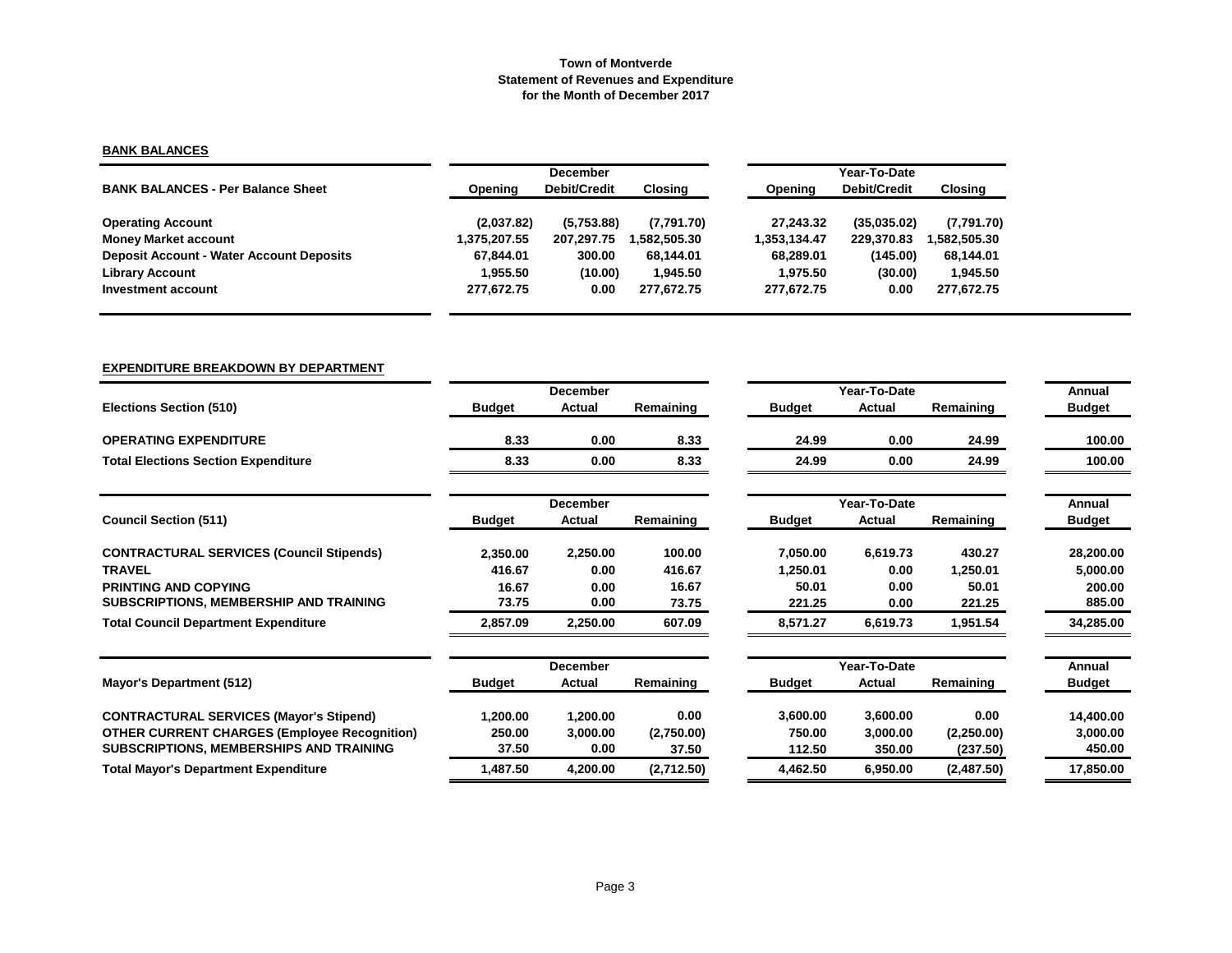**Town of Montverde**
**Statement of Revenues and Expenditure**
**for the Month of December 2017**

## BANK BALANCES

| BANK BALANCES - Per Balance Sheet | December | | | Year-To-Date | | |
|---|---|---|---|---|---|---|
| | Opening | Debit/Credit | Closing | Opening | Debit/Credit | Closing |
| Operating Account | (2,037.82) | (5,753.88) | (7,791.70) | 27,243.32 | (35,035.02) | (7,791.70) |
| Money Market account | 1,375,207.55 | 207,297.75 | 1,582,505.30 | 1,353,134.47 | 229,370.83 | 1,582,505.30 |
| Deposit Account - Water Account Deposits | 67,844.01 | 300.00 | 68,144.01 | 68,289.01 | (145.00) | 68,144.01 |
| Library Account | 1,955.50 | (10.00) | 1,945.50 | 1,975.50 | (30.00) | 1,945.50 |
| Investment account | 277,672.75 | 0.00 | 277,672.75 | 277,672.75 | 0.00 | 277,672.75 |

## EXPENDITURE BREAKDOWN BY DEPARTMENT

| Elections Section (510) | December | | | Year-To-Date | | | Annual |
|---|---|---|---|---|---|---|---|
| | Budget | Actual | Remaining | Budget | Actual | Remaining | Budget |
| OPERATING EXPENDITURE | 8.33 | 0.00 | 8.33 | 24.99 | 0.00 | 24.99 | 100.00 |
| Total Elections Section Expenditure | 8.33 | 0.00 | 8.33 | 24.99 | 0.00 | 24.99 | 100.00 |

| Council Section (511) | December | | | Year-To-Date | | | Annual |
|---|---|---|---|---|---|---|---|
| | Budget | Actual | Remaining | Budget | Actual | Remaining | Budget |
| CONTRACTURAL SERVICES (Council Stipends) | 2,350.00 | 2,250.00 | 100.00 | 7,050.00 | 6,619.73 | 430.27 | 28,200.00 |
| TRAVEL | 416.67 | 0.00 | 416.67 | 1,250.01 | 0.00 | 1,250.01 | 5,000.00 |
| PRINTING AND COPYING | 16.67 | 0.00 | 16.67 | 50.01 | 0.00 | 50.01 | 200.00 |
| SUBSCRIPTIONS, MEMBERSHIP AND TRAINING | 73.75 | 0.00 | 73.75 | 221.25 | 0.00 | 221.25 | 885.00 |
| Total Council Department Expenditure | 2,857.09 | 2,250.00 | 607.09 | 8,571.27 | 6,619.73 | 1,951.54 | 34,285.00 |

| Mayor's Department (512) | December | | | Year-To-Date | | | Annual |
|---|---|---|---|---|---|---|---|
| | Budget | Actual | Remaining | Budget | Actual | Remaining | Budget |
| CONTRACTURAL SERVICES (Mayor's Stipend) | 1,200.00 | 1,200.00 | 0.00 | 3,600.00 | 3,600.00 | 0.00 | 14,400.00 |
| OTHER CURRENT CHARGES (Employee Recognition) | 250.00 | 3,000.00 | (2,750.00) | 750.00 | 3,000.00 | (2,250.00) | 3,000.00 |
| SUBSCRIPTIONS, MEMBERSHIPS AND TRAINING | 37.50 | 0.00 | 37.50 | 112.50 | 350.00 | (237.50) | 450.00 |
| Total Mayor's Department Expenditure | 1,487.50 | 4,200.00 | (2,712.50) | 4,462.50 | 6,950.00 | (2,487.50) | 17,850.00 |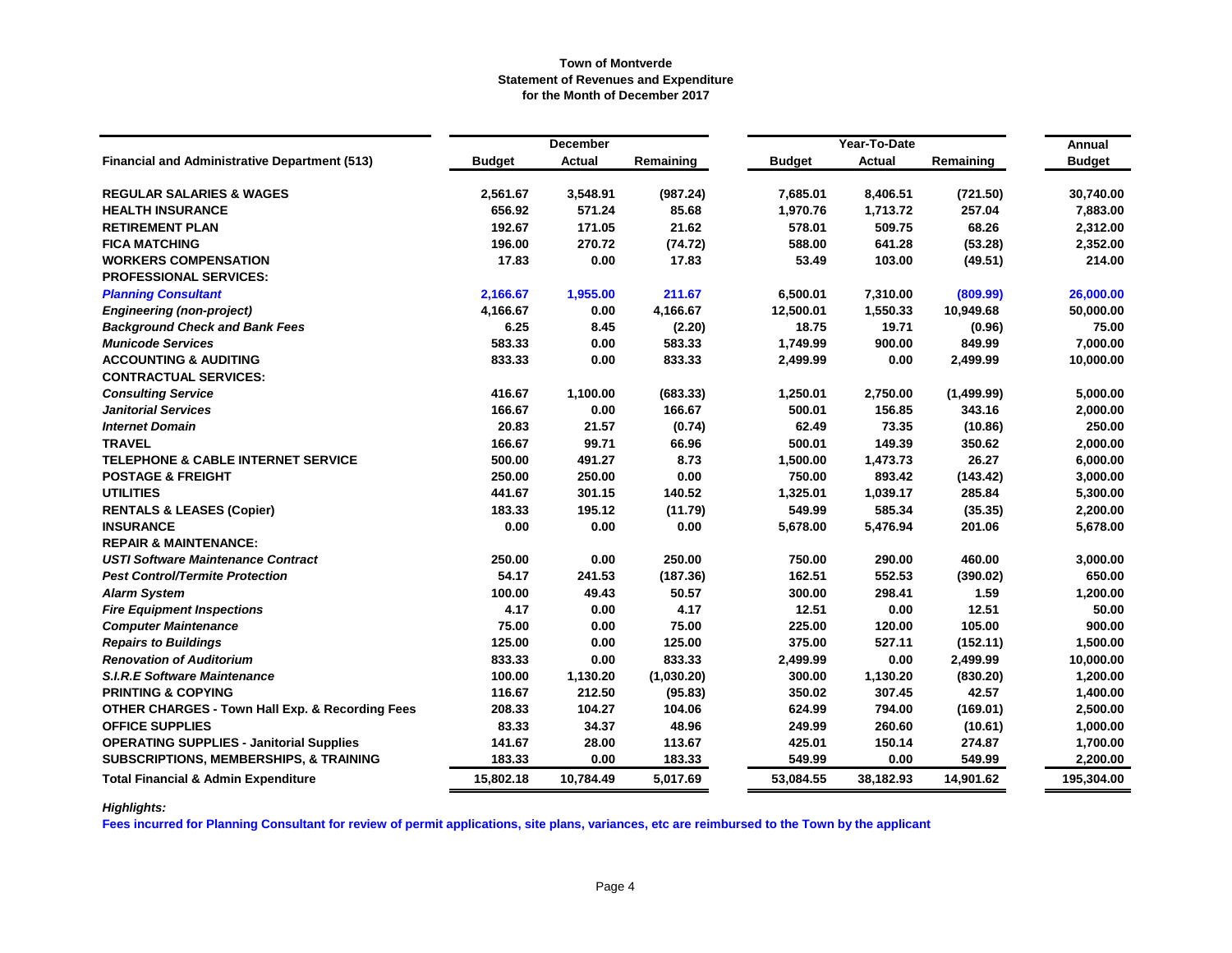**Town of Montverde**
**Statement of Revenues and Expenditure**
**for the Month of December 2017**

| Financial and Administrative Department (513) | December | | | Year-To-Date | | | Annual |
|---|---|---|---|---|---|---|---|
| | Budget | Actual | Remaining | Budget | Actual | Remaining | Budget |
| **REGULAR SALARIES & WAGES** | 2,561.67 | 3,548.91 | (987.24) | 7,685.01 | 8,406.51 | (721.50) | 30,740.00 |
| **HEALTH INSURANCE** | 656.92 | 571.24 | 85.68 | 1,970.76 | 1,713.72 | 257.04 | 7,883.00 |
| **RETIREMENT PLAN** | 192.67 | 171.05 | 21.62 | 578.01 | 509.75 | 68.26 | 2,312.00 |
| **FICA MATCHING** | 196.00 | 270.72 | (74.72) | 588.00 | 641.28 | (53.28) | 2,352.00 |
| **WORKERS COMPENSATION** | 17.83 | 0.00 | 17.83 | 53.49 | 103.00 | (49.51) | 214.00 |
| **PROFESSIONAL SERVICES:** | | | | | | | |
| ***Planning Consultant*** | 2,166.67 | 1,955.00 | 211.67 | 6,500.01 | 7,310.00 | (809.99) | 26,000.00 |
| ***Engineering (non-project)*** | 4,166.67 | 0.00 | 4,166.67 | 12,500.01 | 1,550.33 | 10,949.68 | 50,000.00 |
| ***Background Check and Bank Fees*** | 6.25 | 8.45 | (2.20) | 18.75 | 19.71 | (0.96) | 75.00 |
| ***Municode Services*** | 583.33 | 0.00 | 583.33 | 1,749.99 | 900.00 | 849.99 | 7,000.00 |
| **ACCOUNTING & AUDITING** | 833.33 | 0.00 | 833.33 | 2,499.99 | 0.00 | 2,499.99 | 10,000.00 |
| **CONTRACTUAL SERVICES:** | | | | | | | |
| ***Consulting Service*** | 416.67 | 1,100.00 | (683.33) | 1,250.01 | 2,750.00 | (1,499.99) | 5,000.00 |
| ***Janitorial Services*** | 166.67 | 0.00 | 166.67 | 500.01 | 156.85 | 343.16 | 2,000.00 |
| ***Internet Domain*** | 20.83 | 21.57 | (0.74) | 62.49 | 73.35 | (10.86) | 250.00 |
| **TRAVEL** | 166.67 | 99.71 | 66.96 | 500.01 | 149.39 | 350.62 | 2,000.00 |
| **TELEPHONE & CABLE INTERNET SERVICE** | 500.00 | 491.27 | 8.73 | 1,500.00 | 1,473.73 | 26.27 | 6,000.00 |
| **POSTAGE & FREIGHT** | 250.00 | 250.00 | 0.00 | 750.00 | 893.42 | (143.42) | 3,000.00 |
| **UTILITIES** | 441.67 | 301.15 | 140.52 | 1,325.01 | 1,039.17 | 285.84 | 5,300.00 |
| **RENTALS & LEASES (Copier)** | 183.33 | 195.12 | (11.79) | 549.99 | 585.34 | (35.35) | 2,200.00 |
| **INSURANCE** | 0.00 | 0.00 | 0.00 | 5,678.00 | 5,476.94 | 201.06 | 5,678.00 |
| **REPAIR & MAINTENANCE:** | | | | | | | |
| ***USTI Software Maintenance Contract*** | 250.00 | 0.00 | 250.00 | 750.00 | 290.00 | 460.00 | 3,000.00 |
| ***Pest Control/Termite Protection*** | 54.17 | 241.53 | (187.36) | 162.51 | 552.53 | (390.02) | 650.00 |
| ***Alarm System*** | 100.00 | 49.43 | 50.57 | 300.00 | 298.41 | 1.59 | 1,200.00 |
| ***Fire Equipment Inspections*** | 4.17 | 0.00 | 4.17 | 12.51 | 0.00 | 12.51 | 50.00 |
| ***Computer Maintenance*** | 75.00 | 0.00 | 75.00 | 225.00 | 120.00 | 105.00 | 900.00 |
| ***Repairs to Buildings*** | 125.00 | 0.00 | 125.00 | 375.00 | 527.11 | (152.11) | 1,500.00 |
| ***Renovation of Auditorium*** | 833.33 | 0.00 | 833.33 | 2,499.99 | 0.00 | 2,499.99 | 10,000.00 |
| ***S.I.R.E Software Maintenance*** | 100.00 | 1,130.20 | (1,030.20) | 300.00 | 1,130.20 | (830.20) | 1,200.00 |
| **PRINTING & COPYING** | 116.67 | 212.50 | (95.83) | 350.02 | 307.45 | 42.57 | 1,400.00 |
| **OTHER CHARGES - Town Hall Exp. & Recording Fees** | 208.33 | 104.27 | 104.06 | 624.99 | 794.00 | (169.01) | 2,500.00 |
| **OFFICE SUPPLIES** | 83.33 | 34.37 | 48.96 | 249.99 | 260.60 | (10.61) | 1,000.00 |
| **OPERATING SUPPLIES - Janitorial Supplies** | 141.67 | 28.00 | 113.67 | 425.01 | 150.14 | 274.87 | 1,700.00 |
| **SUBSCRIPTIONS, MEMBERSHIPS, & TRAINING** | 183.33 | 0.00 | 183.33 | 549.99 | 0.00 | 549.99 | 2,200.00 |
| **Total Financial & Admin Expenditure** | 15,802.18 | 10,784.49 | 5,017.69 | 53,084.55 | 38,182.93 | 14,901.62 | 195,304.00 |

*Highlights:*

**Fees incurred for Planning Consultant for review of permit applications, site plans, variances, etc are reimbursed to the Town by the applicant**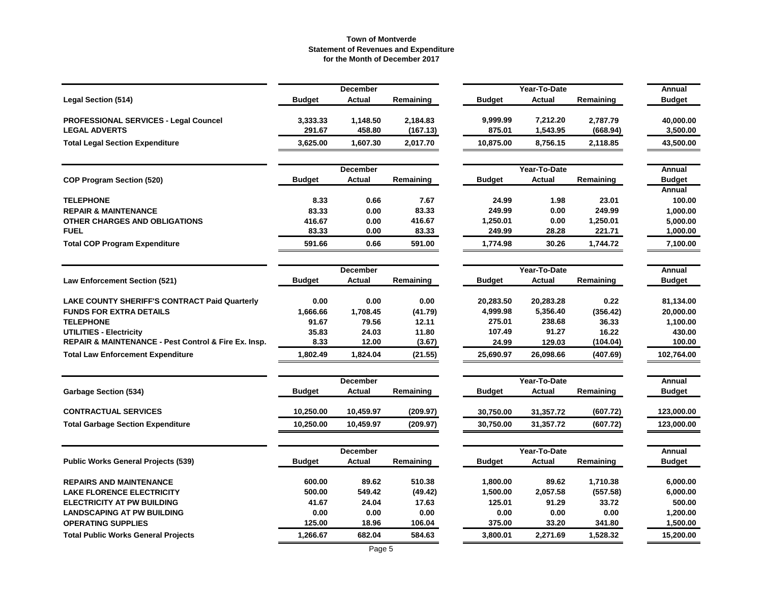# Town of Montverde
## Statement of Revenues and Expenditure
### for the Month of December 2017

| Legal Section (514) | December Budget | December Actual | December Remaining | Year-To-Date Budget | Year-To-Date Actual | Year-To-Date Remaining | Annual Budget |
|---|---|---|---|---|---|---|---|
| PROFESSIONAL SERVICES - Legal Councel | 3,333.33 | 1,148.50 | 2,184.83 | 9,999.99 | 7,212.20 | 2,787.79 | 40,000.00 |
| LEGAL ADVERTS | 291.67 | 458.80 | (167.13) | 875.01 | 1,543.95 | (668.94) | 3,500.00 |
| **Total Legal Section Expenditure** | 3,625.00 | 1,607.30 | 2,017.70 | 10,875.00 | 8,756.15 | 2,118.85 | 43,500.00 |

| COP Program Section (520) | December Budget | December Actual | December Remaining | Year-To-Date Budget | Year-To-Date Actual | Year-To-Date Remaining | Annual Budget |
|---|---|---|---|---|---|---|---|
| | | | | | | | Annual |
| TELEPHONE | 8.33 | 0.66 | 7.67 | 24.99 | 1.98 | 23.01 | 100.00 |
| REPAIR & MAINTENANCE | 83.33 | 0.00 | 83.33 | 249.99 | 0.00 | 249.99 | 1,000.00 |
| OTHER CHARGES AND OBLIGATIONS | 416.67 | 0.00 | 416.67 | 1,250.01 | 0.00 | 1,250.01 | 5,000.00 |
| FUEL | 83.33 | 0.00 | 83.33 | 249.99 | 28.28 | 221.71 | 1,000.00 |
| **Total COP Program Expenditure** | 591.66 | 0.66 | 591.00 | 1,774.98 | 30.26 | 1,744.72 | 7,100.00 |

| Law Enforcement Section (521) | December Budget | December Actual | December Remaining | Year-To-Date Budget | Year-To-Date Actual | Year-To-Date Remaining | Annual Budget |
|---|---|---|---|---|---|---|---|
| LAKE COUNTY SHERIFF'S CONTRACT Paid Quarterly | 0.00 | 0.00 | 0.00 | 20,283.50 | 20,283.28 | 0.22 | 81,134.00 |
| FUNDS FOR EXTRA DETAILS | 1,666.66 | 1,708.45 | (41.79) | 4,999.98 | 5,356.40 | (356.42) | 20,000.00 |
| TELEPHONE | 91.67 | 79.56 | 12.11 | 275.01 | 238.68 | 36.33 | 1,100.00 |
| UTILITIES - Electricity | 35.83 | 24.03 | 11.80 | 107.49 | 91.27 | 16.22 | 430.00 |
| REPAIR & MAINTENANCE - Pest Control & Fire Ex. Insp. | 8.33 | 12.00 | (3.67) | 24.99 | 129.03 | (104.04) | 100.00 |
| **Total Law Enforcement Expenditure** | 1,802.49 | 1,824.04 | (21.55) | 25,690.97 | 26,098.66 | (407.69) | 102,764.00 |

| Garbage Section (534) | December Budget | December Actual | December Remaining | Year-To-Date Budget | Year-To-Date Actual | Year-To-Date Remaining | Annual Budget |
|---|---|---|---|---|---|---|---|
| CONTRACTUAL SERVICES | 10,250.00 | 10,459.97 | (209.97) | 30,750.00 | 31,357.72 | (607.72) | 123,000.00 |
| **Total Garbage Section Expenditure** | 10,250.00 | 10,459.97 | (209.97) | 30,750.00 | 31,357.72 | (607.72) | 123,000.00 |

| Public Works General Projects (539) | December Budget | December Actual | December Remaining | Year-To-Date Budget | Year-To-Date Actual | Year-To-Date Remaining | Annual Budget |
|---|---|---|---|---|---|---|---|
| REPAIRS AND MAINTENANCE | 600.00 | 89.62 | 510.38 | 1,800.00 | 89.62 | 1,710.38 | 6,000.00 |
| LAKE FLORENCE ELECTRICITY | 500.00 | 549.42 | (49.42) | 1,500.00 | 2,057.58 | (557.58) | 6,000.00 |
| ELECTRICITY AT PW BUILDING | 41.67 | 24.04 | 17.63 | 125.01 | 91.29 | 33.72 | 500.00 |
| LANDSCAPING AT PW BUILDING | 0.00 | 0.00 | 0.00 | 0.00 | 0.00 | 0.00 | 1,200.00 |
| OPERATING SUPPLIES | 125.00 | 18.96 | 106.04 | 375.00 | 33.20 | 341.80 | 1,500.00 |
| **Total Public Works General Projects** | 1,266.67 | 682.04 | 584.63 | 3,800.01 | 2,271.69 | 1,528.32 | 15,200.00 |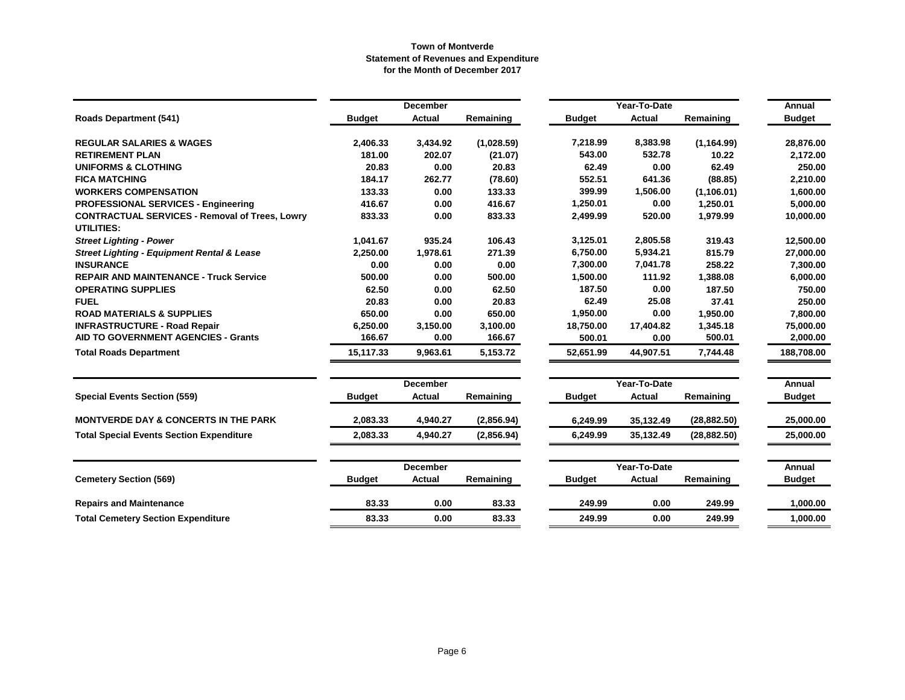# Town of Montverde
## Statement of Revenues and Expenditure
### for the Month of December 2017

| | December | | | Year-To-Date | | | Annual |
|---|---|---|---|---|---|---|---|
| **Roads Department (541)** | **Budget** | **Actual** | **Remaining** | **Budget** | **Actual** | **Remaining** | **Budget** |
| **REGULAR SALARIES & WAGES** | 2,406.33 | 3,434.92 | (1,028.59) | 7,218.99 | 8,383.98 | (1,164.99) | 28,876.00 |
| **RETIREMENT PLAN** | 181.00 | 202.07 | (21.07) | 543.00 | 532.78 | 10.22 | 2,172.00 |
| **UNIFORMS & CLOTHING** | 20.83 | 0.00 | 20.83 | 62.49 | 0.00 | 62.49 | 250.00 |
| **FICA MATCHING** | 184.17 | 262.77 | (78.60) | 552.51 | 641.36 | (88.85) | 2,210.00 |
| **WORKERS COMPENSATION** | 133.33 | 0.00 | 133.33 | 399.99 | 1,506.00 | (1,106.01) | 1,600.00 |
| **PROFESSIONAL SERVICES - Engineering** | 416.67 | 0.00 | 416.67 | 1,250.01 | 0.00 | 1,250.01 | 5,000.00 |
| **CONTRACTUAL SERVICES - Removal of Trees, Lowry** | 833.33 | 0.00 | 833.33 | 2,499.99 | 520.00 | 1,979.99 | 10,000.00 |
| **UTILITIES:** | | | | | | | |
| ***Street Lighting - Power*** | 1,041.67 | 935.24 | 106.43 | 3,125.01 | 2,805.58 | 319.43 | 12,500.00 |
| ***Street Lighting - Equipment Rental & Lease*** | 2,250.00 | 1,978.61 | 271.39 | 6,750.00 | 5,934.21 | 815.79 | 27,000.00 |
| **INSURANCE** | 0.00 | 0.00 | 0.00 | 7,300.00 | 7,041.78 | 258.22 | 7,300.00 |
| **REPAIR AND MAINTENANCE - Truck Service** | 500.00 | 0.00 | 500.00 | 1,500.00 | 111.92 | 1,388.08 | 6,000.00 |
| **OPERATING SUPPLIES** | 62.50 | 0.00 | 62.50 | 187.50 | 0.00 | 187.50 | 750.00 |
| **FUEL** | 20.83 | 0.00 | 20.83 | 62.49 | 25.08 | 37.41 | 250.00 |
| **ROAD MATERIALS & SUPPLIES** | 650.00 | 0.00 | 650.00 | 1,950.00 | 0.00 | 1,950.00 | 7,800.00 |
| **INFRASTRUCTURE - Road Repair** | 6,250.00 | 3,150.00 | 3,100.00 | 18,750.00 | 17,404.82 | 1,345.18 | 75,000.00 |
| **AID TO GOVERNMENT AGENCIES - Grants** | 166.67 | 0.00 | 166.67 | 500.01 | 0.00 | 500.01 | 2,000.00 |
| **Total Roads Department** | 15,117.33 | 9,963.61 | 5,153.72 | 52,651.99 | 44,907.51 | 7,744.48 | 188,708.00 |

| | December | | | Year-To-Date | | | Annual |
|---|---|---|---|---|---|---|---|
| **Special Events Section (559)** | **Budget** | **Actual** | **Remaining** | **Budget** | **Actual** | **Remaining** | **Budget** |
| **MONTVERDE DAY & CONCERTS IN THE PARK** | 2,083.33 | 4,940.27 | (2,856.94) | 6,249.99 | 35,132.49 | (28,882.50) | 25,000.00 |
| **Total Special Events Section Expenditure** | 2,083.33 | 4,940.27 | (2,856.94) | 6,249.99 | 35,132.49 | (28,882.50) | 25,000.00 |

| | December | | | Year-To-Date | | | Annual |
|---|---|---|---|---|---|---|---|
| **Cemetery Section (569)** | **Budget** | **Actual** | **Remaining** | **Budget** | **Actual** | **Remaining** | **Budget** |
| **Repairs and Maintenance** | 83.33 | 0.00 | 83.33 | 249.99 | 0.00 | 249.99 | 1,000.00 |
| **Total Cemetery Section Expenditure** | 83.33 | 0.00 | 83.33 | 249.99 | 0.00 | 249.99 | 1,000.00 |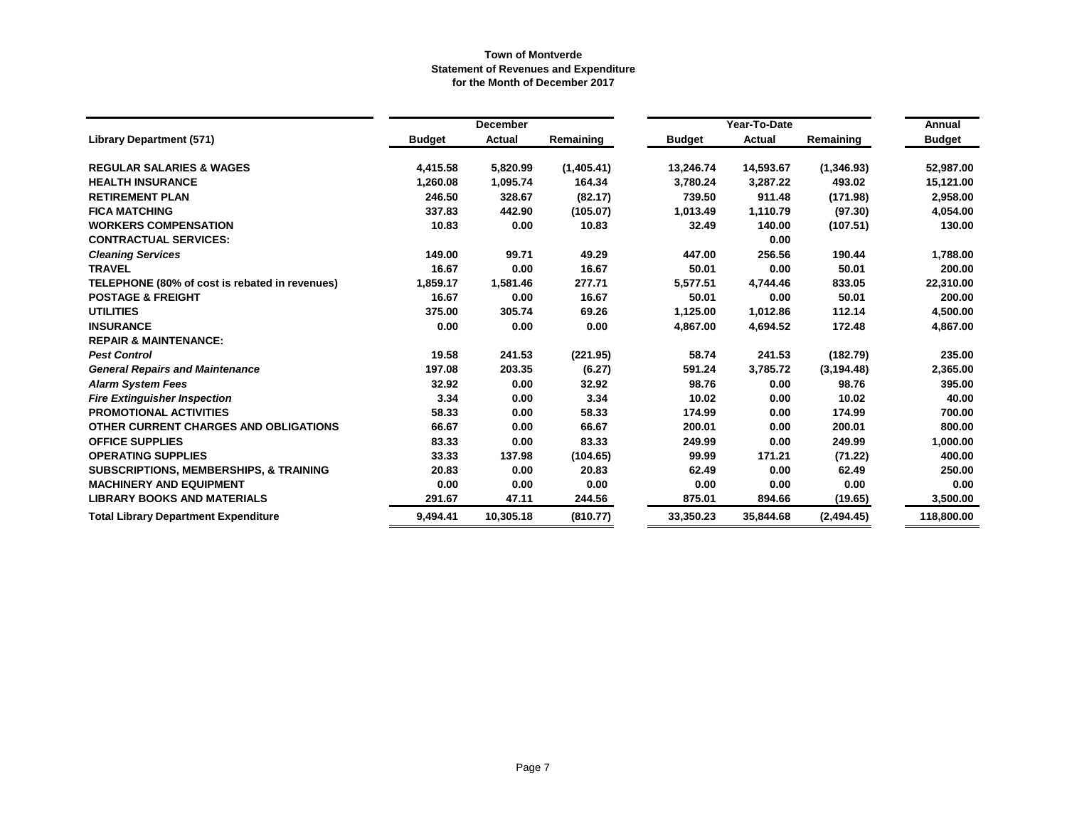**Town of Montverde**
**Statement of Revenues and Expenditure**
**for the Month of December 2017**

| | December | | | Year-To-Date | | | Annual |
|---|---|---|---|---|---|---|---|
| **Library Department (571)** | **Budget** | **Actual** | **Remaining** | **Budget** | **Actual** | **Remaining** | **Budget** |
| **REGULAR SALARIES & WAGES** | 4,415.58 | 5,820.99 | (1,405.41) | 13,246.74 | 14,593.67 | (1,346.93) | 52,987.00 |
| **HEALTH INSURANCE** | 1,260.08 | 1,095.74 | 164.34 | 3,780.24 | 3,287.22 | 493.02 | 15,121.00 |
| **RETIREMENT PLAN** | 246.50 | 328.67 | (82.17) | 739.50 | 911.48 | (171.98) | 2,958.00 |
| **FICA MATCHING** | 337.83 | 442.90 | (105.07) | 1,013.49 | 1,110.79 | (97.30) | 4,054.00 |
| **WORKERS COMPENSATION** | 10.83 | 0.00 | 10.83 | 32.49 | 140.00 | (107.51) | 130.00 |
| **CONTRACTUAL SERVICES:** | | | | | 0.00 | | |
| ***Cleaning Services*** | 149.00 | 99.71 | 49.29 | 447.00 | 256.56 | 190.44 | 1,788.00 |
| **TRAVEL** | 16.67 | 0.00 | 16.67 | 50.01 | 0.00 | 50.01 | 200.00 |
| **TELEPHONE (80% of cost is rebated in revenues)** | 1,859.17 | 1,581.46 | 277.71 | 5,577.51 | 4,744.46 | 833.05 | 22,310.00 |
| **POSTAGE & FREIGHT** | 16.67 | 0.00 | 16.67 | 50.01 | 0.00 | 50.01 | 200.00 |
| **UTILITIES** | 375.00 | 305.74 | 69.26 | 1,125.00 | 1,012.86 | 112.14 | 4,500.00 |
| **INSURANCE** | 0.00 | 0.00 | 0.00 | 4,867.00 | 4,694.52 | 172.48 | 4,867.00 |
| **REPAIR & MAINTENANCE:** | | | | | | | |
| ***Pest Control*** | 19.58 | 241.53 | (221.95) | 58.74 | 241.53 | (182.79) | 235.00 |
| ***General Repairs and Maintenance*** | 197.08 | 203.35 | (6.27) | 591.24 | 3,785.72 | (3,194.48) | 2,365.00 |
| ***Alarm System Fees*** | 32.92 | 0.00 | 32.92 | 98.76 | 0.00 | 98.76 | 395.00 |
| ***Fire Extinguisher Inspection*** | 3.34 | 0.00 | 3.34 | 10.02 | 0.00 | 10.02 | 40.00 |
| **PROMOTIONAL ACTIVITIES** | 58.33 | 0.00 | 58.33 | 174.99 | 0.00 | 174.99 | 700.00 |
| **OTHER CURRENT CHARGES AND OBLIGATIONS** | 66.67 | 0.00 | 66.67 | 200.01 | 0.00 | 200.01 | 800.00 |
| **OFFICE SUPPLIES** | 83.33 | 0.00 | 83.33 | 249.99 | 0.00 | 249.99 | 1,000.00 |
| **OPERATING SUPPLIES** | 33.33 | 137.98 | (104.65) | 99.99 | 171.21 | (71.22) | 400.00 |
| **SUBSCRIPTIONS, MEMBERSHIPS, & TRAINING** | 20.83 | 0.00 | 20.83 | 62.49 | 0.00 | 62.49 | 250.00 |
| **MACHINERY AND EQUIPMENT** | 0.00 | 0.00 | 0.00 | 0.00 | 0.00 | 0.00 | 0.00 |
| **LIBRARY BOOKS AND MATERIALS** | 291.67 | 47.11 | 244.56 | 875.01 | 894.66 | (19.65) | 3,500.00 |
| **Total Library Department Expenditure** | 9,494.41 | 10,305.18 | (810.77) | 33,350.23 | 35,844.68 | (2,494.45) | 118,800.00 |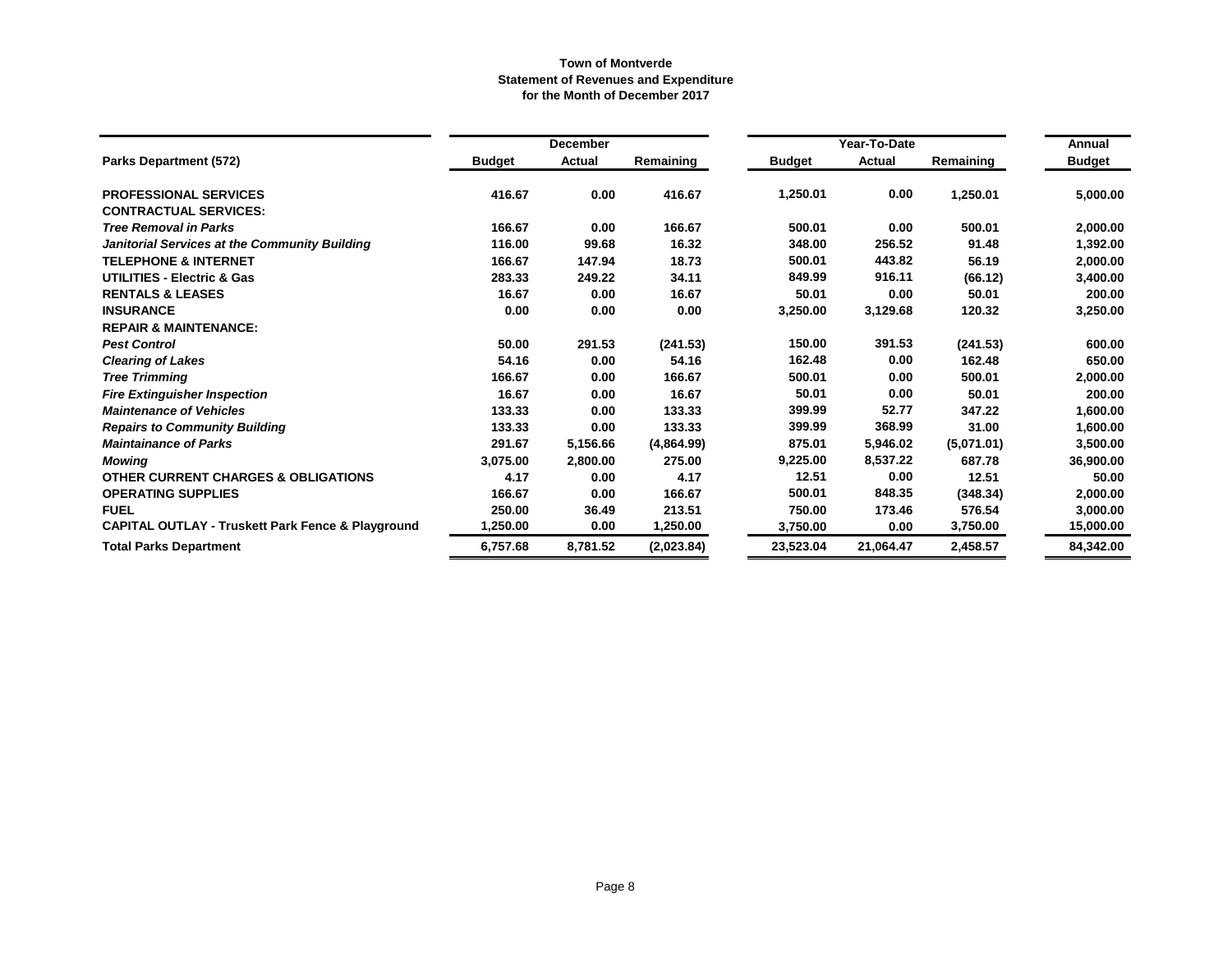**Town of Montverde**
**Statement of Revenues and Expenditure**
**for the Month of December 2017**

| | December | | | Year-To-Date | | | Annual |
|---|---|---|---|---|---|---|---|
| **Parks Department (572)** | **Budget** | **Actual** | **Remaining** | **Budget** | **Actual** | **Remaining** | **Budget** |
| **PROFESSIONAL SERVICES** | 416.67 | 0.00 | 416.67 | 1,250.01 | 0.00 | 1,250.01 | 5,000.00 |
| **CONTRACTUAL SERVICES:** | | | | | | | |
| ***Tree Removal in Parks*** | 166.67 | 0.00 | 166.67 | 500.01 | 0.00 | 500.01 | 2,000.00 |
| ***Janitorial Services at the Community Building*** | 116.00 | 99.68 | 16.32 | 348.00 | 256.52 | 91.48 | 1,392.00 |
| **TELEPHONE & INTERNET** | 166.67 | 147.94 | 18.73 | 500.01 | 443.82 | 56.19 | 2,000.00 |
| **UTILITIES - Electric & Gas** | 283.33 | 249.22 | 34.11 | 849.99 | 916.11 | (66.12) | 3,400.00 |
| **RENTALS & LEASES** | 16.67 | 0.00 | 16.67 | 50.01 | 0.00 | 50.01 | 200.00 |
| **INSURANCE** | 0.00 | 0.00 | 0.00 | 3,250.00 | 3,129.68 | 120.32 | 3,250.00 |
| **REPAIR & MAINTENANCE:** | | | | | | | |
| ***Pest Control*** | 50.00 | 291.53 | (241.53) | 150.00 | 391.53 | (241.53) | 600.00 |
| ***Clearing of Lakes*** | 54.16 | 0.00 | 54.16 | 162.48 | 0.00 | 162.48 | 650.00 |
| ***Tree Trimming*** | 166.67 | 0.00 | 166.67 | 500.01 | 0.00 | 500.01 | 2,000.00 |
| ***Fire Extinguisher Inspection*** | 16.67 | 0.00 | 16.67 | 50.01 | 0.00 | 50.01 | 200.00 |
| ***Maintenance of Vehicles*** | 133.33 | 0.00 | 133.33 | 399.99 | 52.77 | 347.22 | 1,600.00 |
| ***Repairs to Community Building*** | 133.33 | 0.00 | 133.33 | 399.99 | 368.99 | 31.00 | 1,600.00 |
| ***Maintainance of Parks*** | 291.67 | 5,156.66 | (4,864.99) | 875.01 | 5,946.02 | (5,071.01) | 3,500.00 |
| ***Mowing*** | 3,075.00 | 2,800.00 | 275.00 | 9,225.00 | 8,537.22 | 687.78 | 36,900.00 |
| **OTHER CURRENT CHARGES & OBLIGATIONS** | 4.17 | 0.00 | 4.17 | 12.51 | 0.00 | 12.51 | 50.00 |
| **OPERATING SUPPLIES** | 166.67 | 0.00 | 166.67 | 500.01 | 848.35 | (348.34) | 2,000.00 |
| **FUEL** | 250.00 | 36.49 | 213.51 | 750.00 | 173.46 | 576.54 | 3,000.00 |
| **CAPITAL OUTLAY - Truskett Park Fence & Playground** | 1,250.00 | 0.00 | 1,250.00 | 3,750.00 | 0.00 | 3,750.00 | 15,000.00 |
| **Total Parks Department** | 6,757.68 | 8,781.52 | (2,023.84) | 23,523.04 | 21,064.47 | 2,458.57 | 84,342.00 |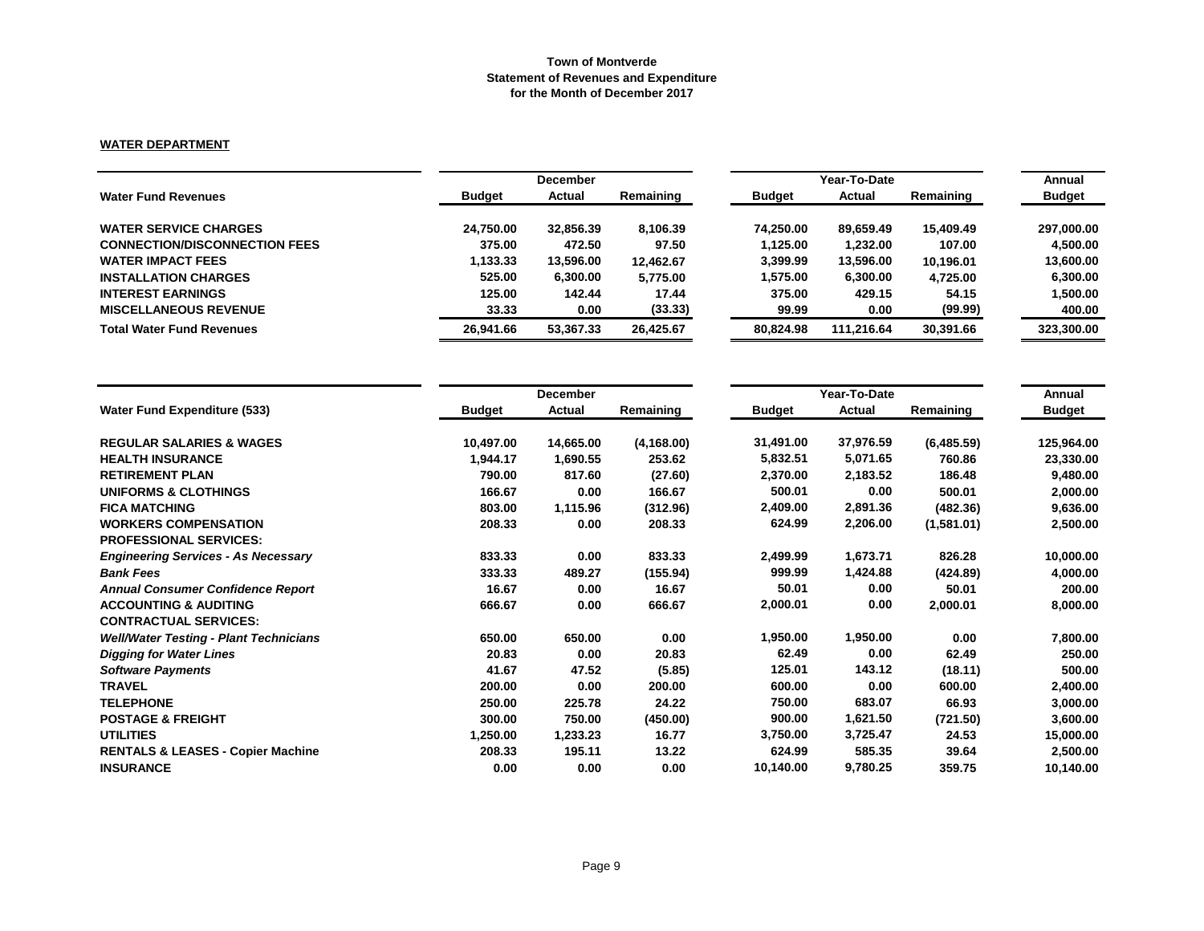**Town of Montverde**
**Statement of Revenues and Expenditure**
**for the Month of December 2017**

**WATER DEPARTMENT**

| Water Fund Revenues | December | | | Year-To-Date | | | Annual |
|---|---|---|---|---|---|---|---|
| | Budget | Actual | Remaining | Budget | Actual | Remaining | Budget |
| **WATER SERVICE CHARGES** | 24,750.00 | 32,856.39 | 8,106.39 | 74,250.00 | 89,659.49 | 15,409.49 | 297,000.00 |
| **CONNECTION/DISCONNECTION FEES** | 375.00 | 472.50 | 97.50 | 1,125.00 | 1,232.00 | 107.00 | 4,500.00 |
| **WATER IMPACT FEES** | 1,133.33 | 13,596.00 | 12,462.67 | 3,399.99 | 13,596.00 | 10,196.01 | 13,600.00 |
| **INSTALLATION CHARGES** | 525.00 | 6,300.00 | 5,775.00 | 1,575.00 | 6,300.00 | 4,725.00 | 6,300.00 |
| **INTEREST EARNINGS** | 125.00 | 142.44 | 17.44 | 375.00 | 429.15 | 54.15 | 1,500.00 |
| **MISCELLANEOUS REVENUE** | 33.33 | 0.00 | (33.33) | 99.99 | 0.00 | (99.99) | 400.00 |
| **Total Water Fund Revenues** | 26,941.66 | 53,367.33 | 26,425.67 | 80,824.98 | 111,216.64 | 30,391.66 | 323,300.00 |

| Water Fund Expenditure (533) | December | | | Year-To-Date | | | Annual |
|---|---|---|---|---|---|---|---|
| | Budget | Actual | Remaining | Budget | Actual | Remaining | Budget |
| **REGULAR SALARIES & WAGES** | 10,497.00 | 14,665.00 | (4,168.00) | 31,491.00 | 37,976.59 | (6,485.59) | 125,964.00 |
| **HEALTH INSURANCE** | 1,944.17 | 1,690.55 | 253.62 | 5,832.51 | 5,071.65 | 760.86 | 23,330.00 |
| **RETIREMENT PLAN** | 790.00 | 817.60 | (27.60) | 2,370.00 | 2,183.52 | 186.48 | 9,480.00 |
| **UNIFORMS & CLOTHINGS** | 166.67 | 0.00 | 166.67 | 500.01 | 0.00 | 500.01 | 2,000.00 |
| **FICA MATCHING** | 803.00 | 1,115.96 | (312.96) | 2,409.00 | 2,891.36 | (482.36) | 9,636.00 |
| **WORKERS COMPENSATION** | 208.33 | 0.00 | 208.33 | 624.99 | 2,206.00 | (1,581.01) | 2,500.00 |
| **PROFESSIONAL SERVICES:** | | | | | | | |
| ***Engineering Services - As Necessary*** | 833.33 | 0.00 | 833.33 | 2,499.99 | 1,673.71 | 826.28 | 10,000.00 |
| ***Bank Fees*** | 333.33 | 489.27 | (155.94) | 999.99 | 1,424.88 | (424.89) | 4,000.00 |
| ***Annual Consumer Confidence Report*** | 16.67 | 0.00 | 16.67 | 50.01 | 0.00 | 50.01 | 200.00 |
| **ACCOUNTING & AUDITING** | 666.67 | 0.00 | 666.67 | 2,000.01 | 0.00 | 2,000.01 | 8,000.00 |
| **CONTRACTUAL SERVICES:** | | | | | | | |
| ***Well/Water Testing - Plant Technicians*** | 650.00 | 650.00 | 0.00 | 1,950.00 | 1,950.00 | 0.00 | 7,800.00 |
| ***Digging for Water Lines*** | 20.83 | 0.00 | 20.83 | 62.49 | 0.00 | 62.49 | 250.00 |
| ***Software Payments*** | 41.67 | 47.52 | (5.85) | 125.01 | 143.12 | (18.11) | 500.00 |
| **TRAVEL** | 200.00 | 0.00 | 200.00 | 600.00 | 0.00 | 600.00 | 2,400.00 |
| **TELEPHONE** | 250.00 | 225.78 | 24.22 | 750.00 | 683.07 | 66.93 | 3,000.00 |
| **POSTAGE & FREIGHT** | 300.00 | 750.00 | (450.00) | 900.00 | 1,621.50 | (721.50) | 3,600.00 |
| **UTILITIES** | 1,250.00 | 1,233.23 | 16.77 | 3,750.00 | 3,725.47 | 24.53 | 15,000.00 |
| **RENTALS & LEASES - Copier Machine** | 208.33 | 195.11 | 13.22 | 624.99 | 585.35 | 39.64 | 2,500.00 |
| **INSURANCE** | 0.00 | 0.00 | 0.00 | 10,140.00 | 9,780.25 | 359.75 | 10,140.00 |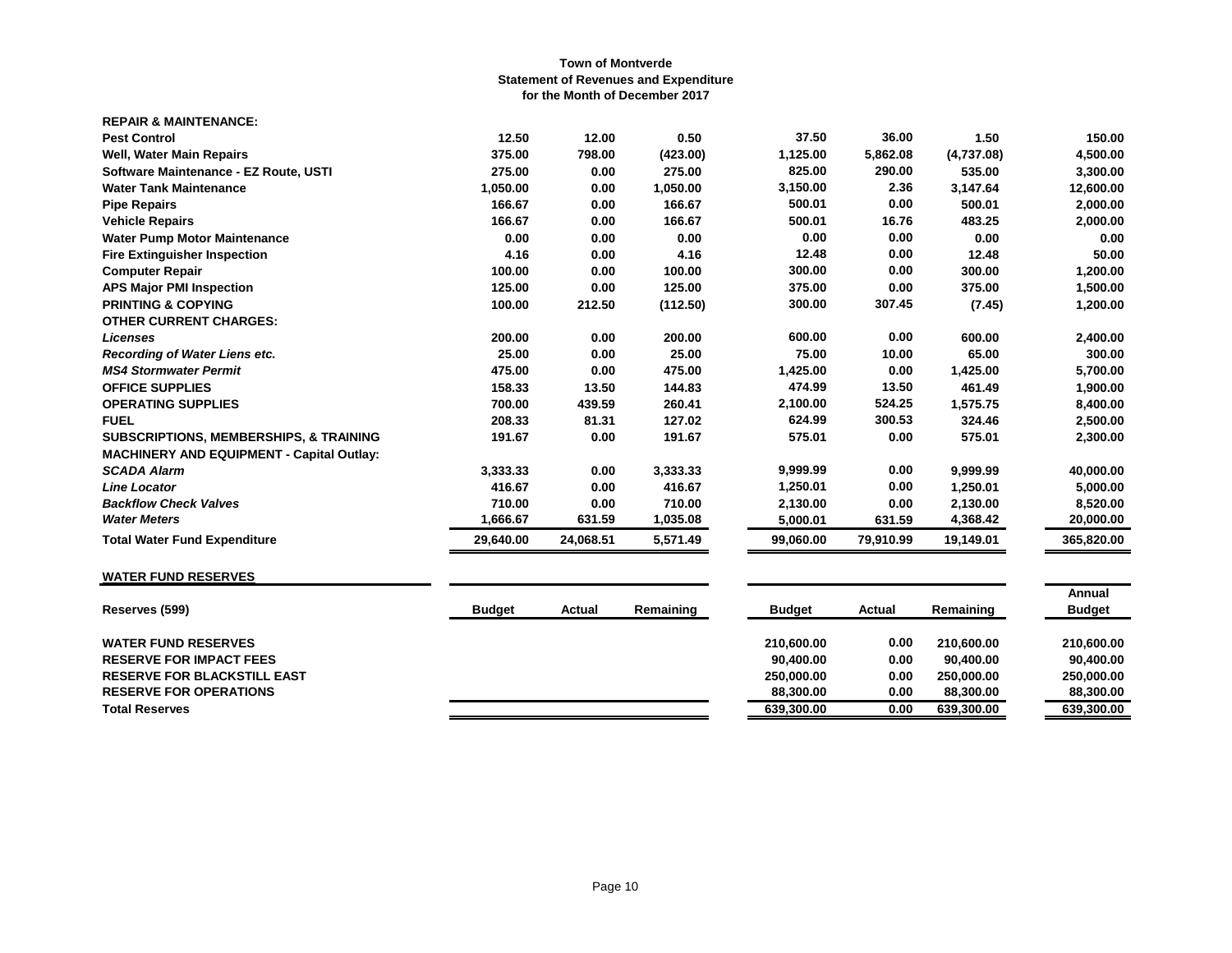**Town of Montverde**
**Statement of Revenues and Expenditure**
**for the Month of December 2017**

| | | | | | | | |
|---|---|---|---|---|---|---|---|
| **REPAIR & MAINTENANCE:** | | | | | | | |
| **Pest Control** | 12.50 | 12.00 | 0.50 | 37.50 | 36.00 | 1.50 | 150.00 |
| **Well, Water Main Repairs** | 375.00 | 798.00 | (423.00) | 1,125.00 | 5,862.08 | (4,737.08) | 4,500.00 |
| **Software Maintenance - EZ Route, USTI** | 275.00 | 0.00 | 275.00 | 825.00 | 290.00 | 535.00 | 3,300.00 |
| **Water Tank Maintenance** | 1,050.00 | 0.00 | 1,050.00 | 3,150.00 | 2.36 | 3,147.64 | 12,600.00 |
| **Pipe Repairs** | 166.67 | 0.00 | 166.67 | 500.01 | 0.00 | 500.01 | 2,000.00 |
| **Vehicle Repairs** | 166.67 | 0.00 | 166.67 | 500.01 | 16.76 | 483.25 | 2,000.00 |
| **Water Pump Motor Maintenance** | 0.00 | 0.00 | 0.00 | 0.00 | 0.00 | 0.00 | 0.00 |
| **Fire Extinguisher Inspection** | 4.16 | 0.00 | 4.16 | 12.48 | 0.00 | 12.48 | 50.00 |
| **Computer Repair** | 100.00 | 0.00 | 100.00 | 300.00 | 0.00 | 300.00 | 1,200.00 |
| **APS Major PMI Inspection** | 125.00 | 0.00 | 125.00 | 375.00 | 0.00 | 375.00 | 1,500.00 |
| **PRINTING & COPYING** | 100.00 | 212.50 | (112.50) | 300.00 | 307.45 | (7.45) | 1,200.00 |
| **OTHER CURRENT CHARGES:** | | | | | | | |
| ***Licenses*** | 200.00 | 0.00 | 200.00 | 600.00 | 0.00 | 600.00 | 2,400.00 |
| ***Recording of Water Liens etc.*** | 25.00 | 0.00 | 25.00 | 75.00 | 10.00 | 65.00 | 300.00 |
| ***MS4 Stormwater Permit*** | 475.00 | 0.00 | 475.00 | 1,425.00 | 0.00 | 1,425.00 | 5,700.00 |
| **OFFICE SUPPLIES** | 158.33 | 13.50 | 144.83 | 474.99 | 13.50 | 461.49 | 1,900.00 |
| **OPERATING SUPPLIES** | 700.00 | 439.59 | 260.41 | 2,100.00 | 524.25 | 1,575.75 | 8,400.00 |
| **FUEL** | 208.33 | 81.31 | 127.02 | 624.99 | 300.53 | 324.46 | 2,500.00 |
| **SUBSCRIPTIONS, MEMBERSHIPS, & TRAINING** | 191.67 | 0.00 | 191.67 | 575.01 | 0.00 | 575.01 | 2,300.00 |
| **MACHINERY AND EQUIPMENT - Capital Outlay:** | | | | | | | |
| ***SCADA Alarm*** | 3,333.33 | 0.00 | 3,333.33 | 9,999.99 | 0.00 | 9,999.99 | 40,000.00 |
| ***Line Locator*** | 416.67 | 0.00 | 416.67 | 1,250.01 | 0.00 | 1,250.01 | 5,000.00 |
| ***Backflow Check Valves*** | 710.00 | 0.00 | 710.00 | 2,130.00 | 0.00 | 2,130.00 | 8,520.00 |
| ***Water Meters*** | 1,666.67 | 631.59 | 1,035.08 | 5,000.01 | 631.59 | 4,368.42 | 20,000.00 |
| **Total Water Fund Expenditure** | 29,640.00 | 24,068.51 | 5,571.49 | 99,060.00 | 79,910.99 | 19,149.01 | 365,820.00 |

**WATER FUND RESERVES**

| Reserves (599) | Budget | Actual | Remaining | Budget | Actual | Remaining | Annual Budget |
|---|---|---|---|---|---|---|---|
| **WATER FUND RESERVES** | | | | 210,600.00 | 0.00 | 210,600.00 | 210,600.00 |
| **RESERVE FOR IMPACT FEES** | | | | 90,400.00 | 0.00 | 90,400.00 | 90,400.00 |
| **RESERVE FOR BLACKSTILL EAST** | | | | 250,000.00 | 0.00 | 250,000.00 | 250,000.00 |
| **RESERVE FOR OPERATIONS** | | | | 88,300.00 | 0.00 | 88,300.00 | 88,300.00 |
| **Total Reserves** | | | | 639,300.00 | 0.00 | 639,300.00 | 639,300.00 |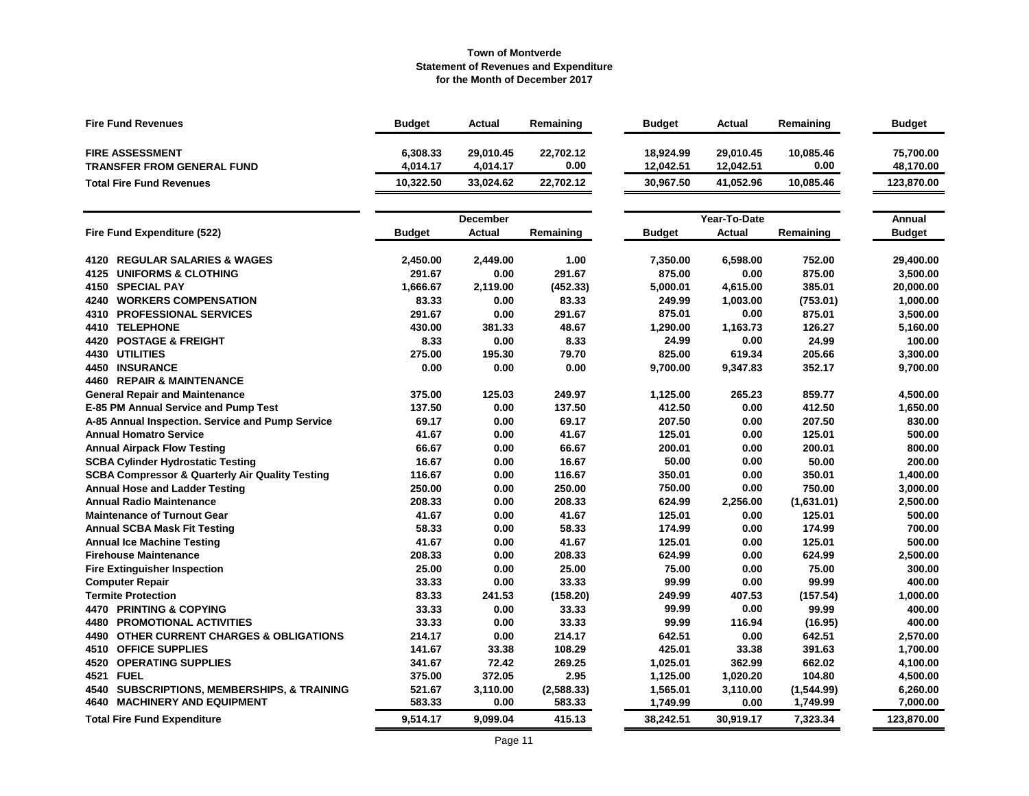**Town of Montverde**
**Statement of Revenues and Expenditure**
**for the Month of December 2017**

| Fire Fund Revenues | Budget | Actual | Remaining | Budget | Actual | Remaining | Budget |
|---|---|---|---|---|---|---|---|
| FIRE ASSESSMENT | 6,308.33 | 29,010.45 | 22,702.12 | 18,924.99 | 29,010.45 | 10,085.46 | 75,700.00 |
| TRANSFER FROM GENERAL FUND | 4,014.17 | 4,014.17 | 0.00 | 12,042.51 | 12,042.51 | 0.00 | 48,170.00 |
| Total Fire Fund Revenues | 10,322.50 | 33,024.62 | 22,702.12 | 30,967.50 | 41,052.96 | 10,085.46 | 123,870.00 |

| | December | | | Year-To-Date | | | Annual |
|---|---|---|---|---|---|---|---|
| Fire Fund Expenditure (522) | Budget | Actual | Remaining | Budget | Actual | Remaining | Budget |
| 4120 REGULAR SALARIES & WAGES | 2,450.00 | 2,449.00 | 1.00 | 7,350.00 | 6,598.00 | 752.00 | 29,400.00 |
| 4125 UNIFORMS & CLOTHING | 291.67 | 0.00 | 291.67 | 875.00 | 0.00 | 875.00 | 3,500.00 |
| 4150 SPECIAL PAY | 1,666.67 | 2,119.00 | (452.33) | 5,000.01 | 4,615.00 | 385.01 | 20,000.00 |
| 4240 WORKERS COMPENSATION | 83.33 | 0.00 | 83.33 | 249.99 | 1,003.00 | (753.01) | 1,000.00 |
| 4310 PROFESSIONAL SERVICES | 291.67 | 0.00 | 291.67 | 875.01 | 0.00 | 875.01 | 3,500.00 |
| 4410 TELEPHONE | 430.00 | 381.33 | 48.67 | 1,290.00 | 1,163.73 | 126.27 | 5,160.00 |
| 4420 POSTAGE & FREIGHT | 8.33 | 0.00 | 8.33 | 24.99 | 0.00 | 24.99 | 100.00 |
| 4430 UTILITIES | 275.00 | 195.30 | 79.70 | 825.00 | 619.34 | 205.66 | 3,300.00 |
| 4450 INSURANCE | 0.00 | 0.00 | 0.00 | 9,700.00 | 9,347.83 | 352.17 | 9,700.00 |
| 4460 REPAIR & MAINTENANCE | | | | | | | |
| General Repair and Maintenance | 375.00 | 125.03 | 249.97 | 1,125.00 | 265.23 | 859.77 | 4,500.00 |
| E-85 PM Annual Service and Pump Test | 137.50 | 0.00 | 137.50 | 412.50 | 0.00 | 412.50 | 1,650.00 |
| A-85 Annual Inspection. Service and Pump Service | 69.17 | 0.00 | 69.17 | 207.50 | 0.00 | 207.50 | 830.00 |
| Annual Homatro Service | 41.67 | 0.00 | 41.67 | 125.01 | 0.00 | 125.01 | 500.00 |
| Annual Airpack Flow Testing | 66.67 | 0.00 | 66.67 | 200.01 | 0.00 | 200.01 | 800.00 |
| SCBA Cylinder Hydrostatic Testing | 16.67 | 0.00 | 16.67 | 50.00 | 0.00 | 50.00 | 200.00 |
| SCBA Compressor & Quarterly Air Quality Testing | 116.67 | 0.00 | 116.67 | 350.01 | 0.00 | 350.01 | 1,400.00 |
| Annual Hose and Ladder Testing | 250.00 | 0.00 | 250.00 | 750.00 | 0.00 | 750.00 | 3,000.00 |
| Annual Radio Maintenance | 208.33 | 0.00 | 208.33 | 624.99 | 2,256.00 | (1,631.01) | 2,500.00 |
| Maintenance of Turnout Gear | 41.67 | 0.00 | 41.67 | 125.01 | 0.00 | 125.01 | 500.00 |
| Annual SCBA Mask Fit Testing | 58.33 | 0.00 | 58.33 | 174.99 | 0.00 | 174.99 | 700.00 |
| Annual Ice Machine Testing | 41.67 | 0.00 | 41.67 | 125.01 | 0.00 | 125.01 | 500.00 |
| Firehouse Maintenance | 208.33 | 0.00 | 208.33 | 624.99 | 0.00 | 624.99 | 2,500.00 |
| Fire Extinguisher Inspection | 25.00 | 0.00 | 25.00 | 75.00 | 0.00 | 75.00 | 300.00 |
| Computer Repair | 33.33 | 0.00 | 33.33 | 99.99 | 0.00 | 99.99 | 400.00 |
| Termite Protection | 83.33 | 241.53 | (158.20) | 249.99 | 407.53 | (157.54) | 1,000.00 |
| 4470 PRINTING & COPYING | 33.33 | 0.00 | 33.33 | 99.99 | 0.00 | 99.99 | 400.00 |
| 4480 PROMOTIONAL ACTIVITIES | 33.33 | 0.00 | 33.33 | 99.99 | 116.94 | (16.95) | 400.00 |
| 4490 OTHER CURRENT CHARGES & OBLIGATIONS | 214.17 | 0.00 | 214.17 | 642.51 | 0.00 | 642.51 | 2,570.00 |
| 4510 OFFICE SUPPLIES | 141.67 | 33.38 | 108.29 | 425.01 | 33.38 | 391.63 | 1,700.00 |
| 4520 OPERATING SUPPLIES | 341.67 | 72.42 | 269.25 | 1,025.01 | 362.99 | 662.02 | 4,100.00 |
| 4521 FUEL | 375.00 | 372.05 | 2.95 | 1,125.00 | 1,020.20 | 104.80 | 4,500.00 |
| 4540 SUBSCRIPTIONS, MEMBERSHIPS, & TRAINING | 521.67 | 3,110.00 | (2,588.33) | 1,565.01 | 3,110.00 | (1,544.99) | 6,260.00 |
| 4640 MACHINERY AND EQUIPMENT | 583.33 | 0.00 | 583.33 | 1,749.99 | 0.00 | 1,749.99 | 7,000.00 |
| Total Fire Fund Expenditure | 9,514.17 | 9,099.04 | 415.13 | 38,242.51 | 30,919.17 | 7,323.34 | 123,870.00 |